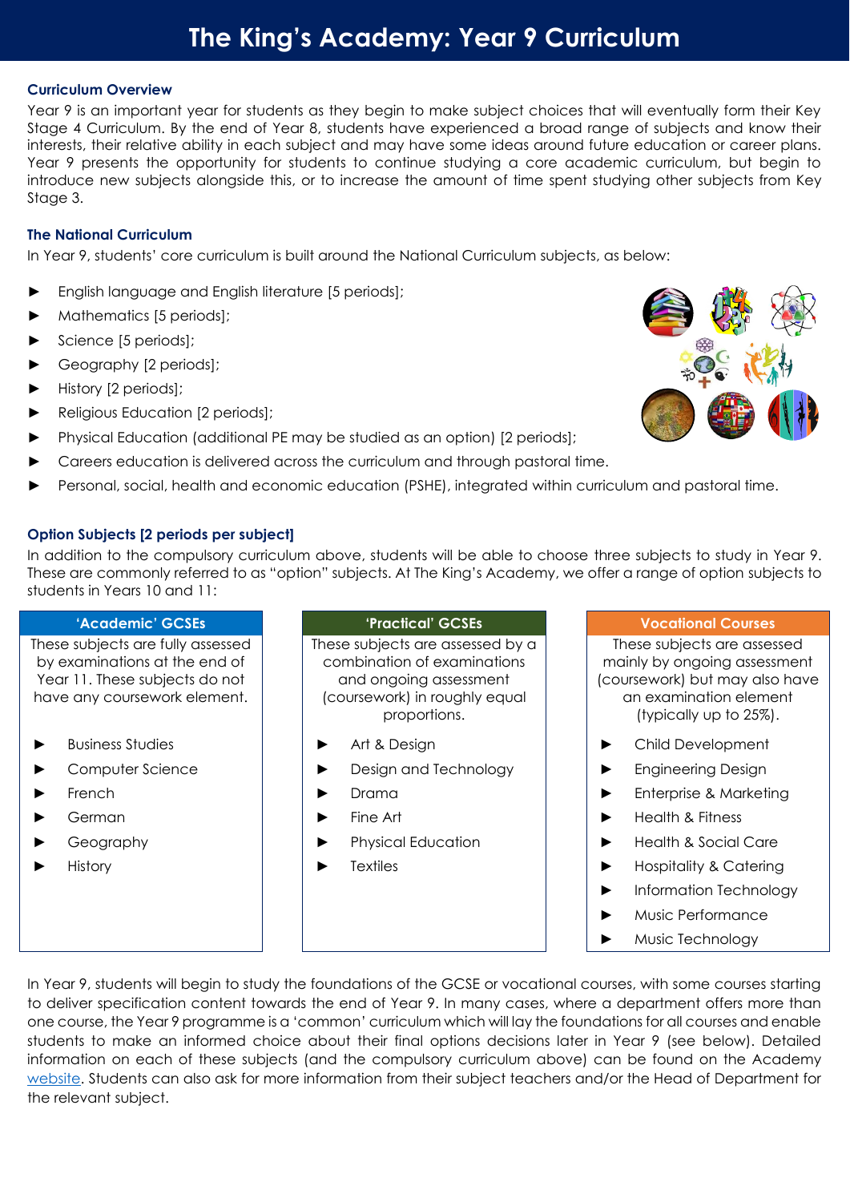# The King's Academy: Year 9 Curriculum

## Curriculum Overview

Year 9 is an important year for students as they begin to make subject choices that will eventually form their Key Stage 4 Curriculum. By the end of Year 8, students have experienced a broad range of subjects and know their interests, their relative ability in each subject and may have some ideas around future education or career plans. Year 9 presents the opportunity for students to continue studying a core academic curriculum, but begin to introduce new subjects alongside this, or to increase the amount of time spent studying other subjects from Key Stage 3.

## The National Curriculum

In Year 9, students' core curriculum is built around the National Curriculum subjects, as below:

- English language and English literature [5 periods];
- Mathematics [5 periods];
- Science [5 periods];
- Geography [2 periods];
- History [2 periods];
- Religious Education [2 periods];
- Physical Education (additional PE may be studied as an option) [2 periods];
- Careers education is delivered across the curriculum and through pastoral time.
- Personal, social, health and economic education (PSHE), integrated within curriculum and pastoral time.

## Option Subjects [2 periods per subject]

In addition to the compulsory curriculum above, students will be able to choose three subjects to study in Year 9. These are commonly referred to as "option" subjects. At The King's Academy, we offer a range of option subjects to students in Years 10 and 11:

### 'Academic' GCSEs

These subjects are fully assessed by examinations at the end of Year 11. These subjects do not have any coursework element.

- Business Studies
- Computer Science
- French
- German
- Geography
- History

### 'Practical' GCSEs

These subjects are assessed by a combination of examinations and ongoing assessment (coursework) in roughly equal proportions.

- Art & Design
- Design and Technology
- Drama
- Fine Art
- Physical Education
- Textiles

### Vocational Courses

These subjects are assessed mainly by ongoing assessment (coursework) but may also have an examination element (typically up to 25%).

- Child Development
- Engineering Design
- Enterprise & Marketing
- Health & Fitness
- Health & Social Care
- Hospitality & Catering
- Information Technology
- Music Performance
- Music Technology

In Year 9, students will begin to study the foundations of the GCSE or vocational courses, with some courses starting to deliver specification content towards the end of Year 9. In many cases, where a department offers more than one course, the Year 9 programme is a 'common' curriculum which will lay the foundations for all courses and enable students to make an informed choice about their final options decisions later in Year 9 (see below). Detailed information on each of these subjects (and the compulsory curriculum above) can be found on the Academy website. Students can also ask for more information from their subject teachers and/or the Head of Department for the relevant subject.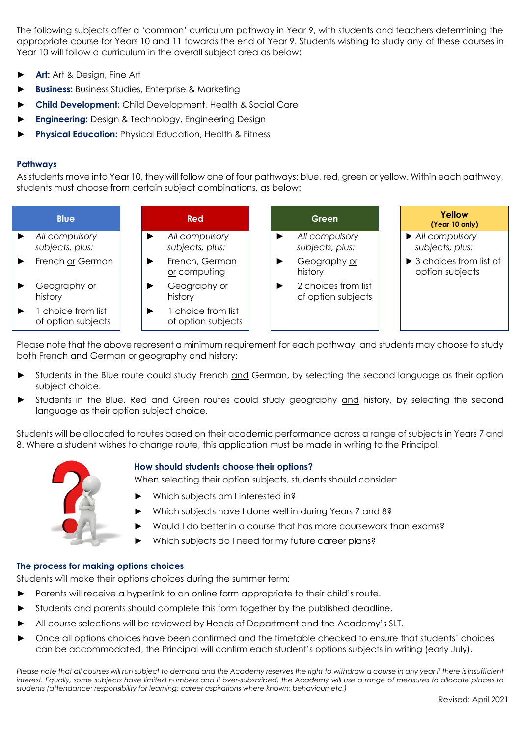The following subjects offer a 'common' curriculum pathway in Year 9, with students and teachers determining the appropriate course for Years 10 and 11 towards the end of Year 9. Students wishing to study any of these courses in Year 10 will follow a curriculum in the overall subject area as below:

- **Art:** Art & Design, Fine Art
- **Business:** Business Studies, Enterprise & Marketing
- **Child Development:** Child Development, Health & Social Care
- **Engineering:** Design & Technology, Engineering Design
- **Physical Education:** Physical Education, Health & Fitness

## Pathways

As students move into Year 10, they will follow one of four pathways: blue, red, green or yellow. Within each pathway, students must choose from certain subject combinations, as below:

| Blue | Red | Green | Yellow (Year 10 only) |
|---|---|---|---|
| *All compulsory subjects, plus:* | *All compulsory subjects, plus:* | *All compulsory subjects, plus:* | *All compulsory subjects, plus:* |
| French or German | French, German or computing | Geography or history | 3 choices from list of option subjects |
| Geography or history | Geography or history | 2 choices from list of option subjects | |
| 1 choice from list of option subjects | 1 choice from list of option subjects | | |

Please note that the above represent a minimum requirement for each pathway, and students may choose to study both French and German or geography and history:

- Students in the Blue route could study French and German, by selecting the second language as their option subject choice.
- Students in the Blue, Red and Green routes could study geography and history, by selecting the second language as their option subject choice.

Students will be allocated to routes based on their academic performance across a range of subjects in Years 7 and 8. Where a student wishes to change route, this application must be made in writing to the Principal.

### How should students choose their options?

When selecting their option subjects, students should consider:

- Which subjects am I interested in?
- Which subjects have I done well in during Years 7 and 8?
- Would I do better in a course that has more coursework than exams?
- Which subjects do I need for my future career plans?

### The process for making options choices

Students will make their options choices during the summer term:

- Parents will receive a hyperlink to an online form appropriate to their child's route.
- Students and parents should complete this form together by the published deadline.
- All course selections will be reviewed by Heads of Department and the Academy's SLT.
- Once all options choices have been confirmed and the timetable checked to ensure that students' choices can be accommodated, the Principal will confirm each student's options subjects in writing (early July).

*Please note that all courses will run subject to demand and the Academy reserves the right to withdraw a course in any year if there is insufficient interest. Equally, some subjects have limited numbers and if over-subscribed, the Academy will use a range of measures to allocate places to students (attendance; responsibility for learning; career aspirations where known; behaviour; etc.)*

Revised: April 2021